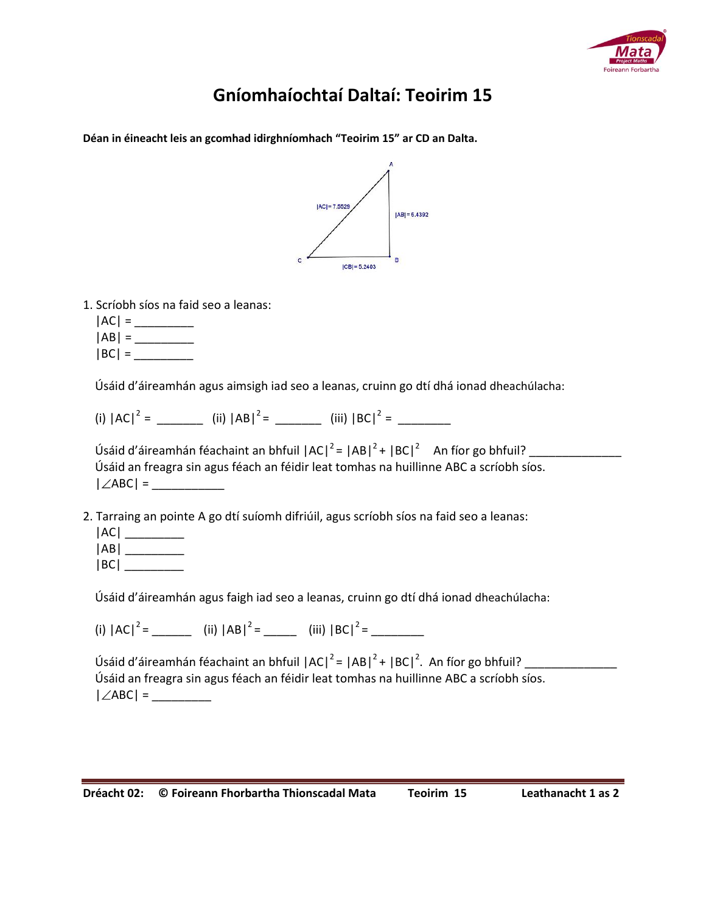# Gníomhaíochtaí Daltaí: Teoirim 15

**Déan in éineacht leis an gcomhad idirghníomhach "Teoirim 15" ar CD an Dalta.**

1. Scríobh síos na faid seo a leanas:
   $|AC|$ = _________
   $|AB|$ = _________
   $|BC|$ = _________

   Úsáid d'áireamhán agus aimsigh iad seo a leanas, cruinn go dtí dhá ionad dheachúlacha:

   (i) $|AC|^2$ = _______ (ii) $|AB|^2$ = _______ (iii) $|BC|^2$ = ________

   Úsáid d'áireamhán féachaint an bhfuil $|AC|^2 = |AB|^2 + |BC|^2$ An fíor go bhfuil? ______________
   Úsáid an freagra sin agus féach an féidir leat tomhas na huillinne ABC a scríobh síos.
   $|\angle ABC|$ = ___________

2. Tarraing an pointe A go dtí suíomh difriúil, agus scríobh síos na faid seo a leanas:
   $|AC|$ _________
   $|AB|$ _________
   $|BC|$ _________

   Úsáid d'áireamhán agus faigh iad seo a leanas, cruinn go dtí dhá ionad dheachúlacha:

   (i) $|AC|^2$ = ______ (ii) $|AB|^2$ = _____ (iii) $|BC|^2$ = ________

   Úsáid d'áireamhán féachaint an bhfuil $|AC|^2 = |AB|^2 + |BC|^2$. An fíor go bhfuil? ______________
   Úsáid an freagra sin agus féach an féidir leat tomhas na huillinne ABC a scríobh síos.
   $|\angle ABC|$ = _________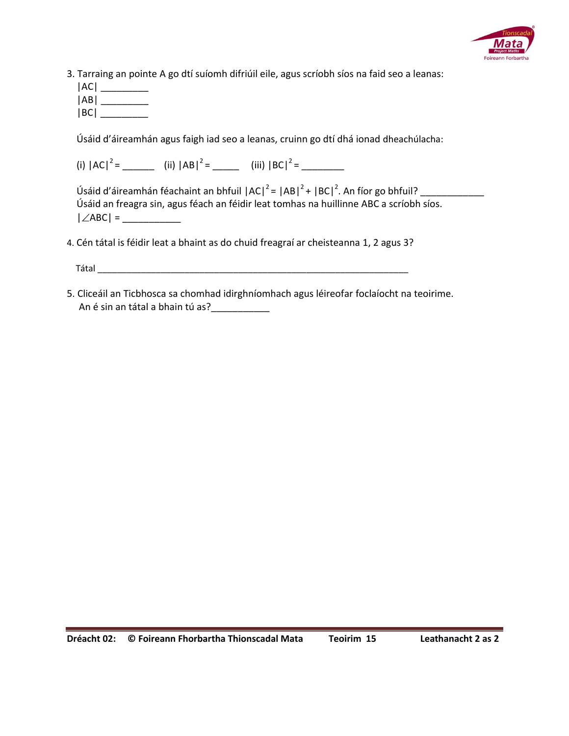3. Tarraing an pointe A go dtí suíomh difriúil eile, agus scríobh síos na faid seo a leanas:

   |AC| _________
   |AB| _________
   |BC| _________

   Úsáid d'áireamhán agus faigh iad seo a leanas, cruinn go dtí dhá ionad dheachúlacha:

   (i) $|AC|^2$ = ______ (ii) $|AB|^2$ = _____ (iii) $|BC|^2$ = ________

   Úsáid d'áireamhán féachaint an bhfuil $|AC|^2 = |AB|^2 + |BC|^2$. An fíor go bhfuil? ____________
   Úsáid an freagra sin, agus féach an féidir leat tomhas na huillinne ABC a scríobh síos.
   $|\angle ABC|$ = ___________

4. Cén tátal is féidir leat a bhaint as do chuid freagraí ar cheisteanna 1, 2 agus 3?

   Tátal _______________________________________________________________

5. Cliceáil an Ticbhosca sa chomhad idirghníomhach agus léireofar foclaíocht na teoirime.
   An é sin an tátal a bhain tú as?___________